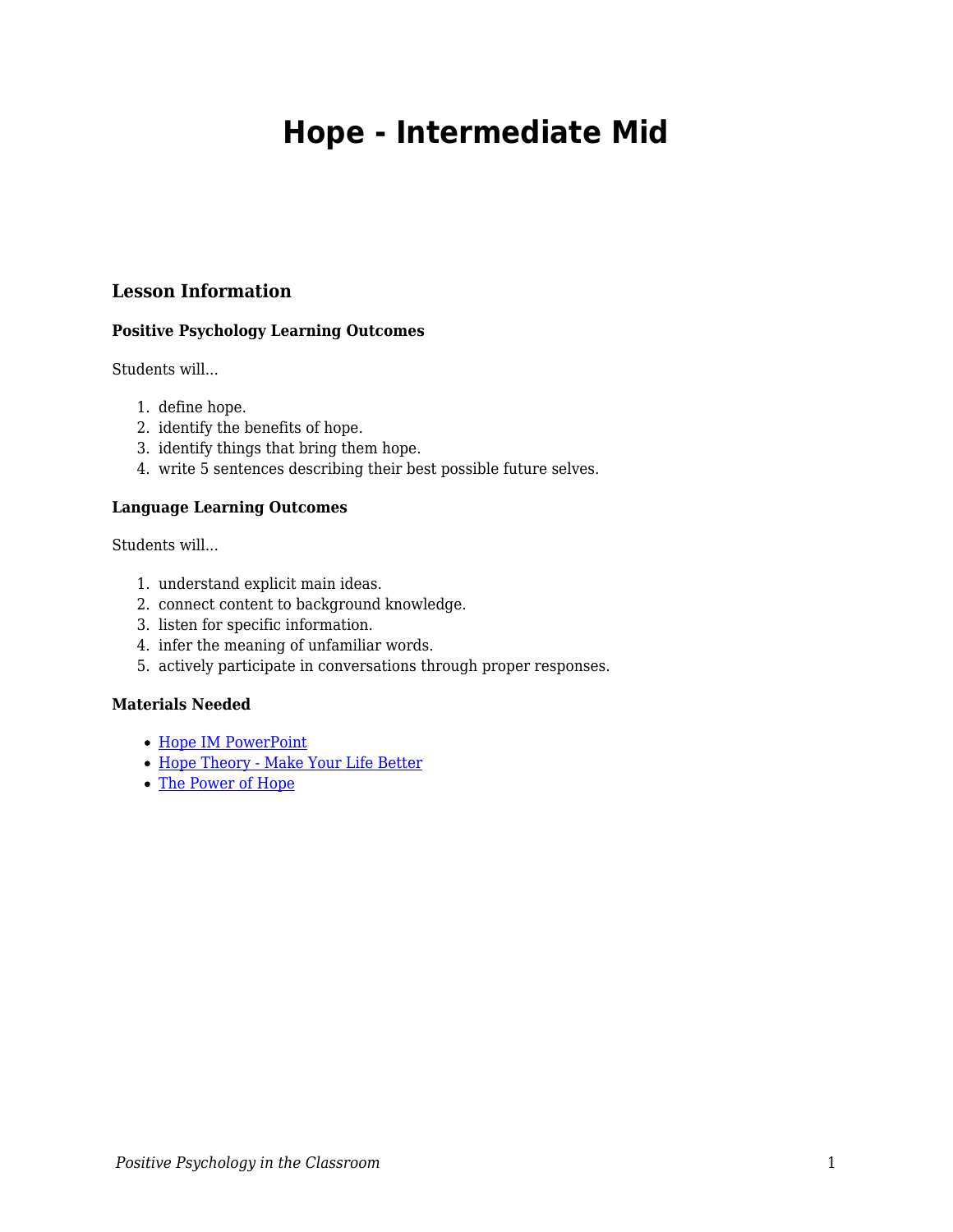# Hope - Intermediate Mid

## Lesson Information

### Positive Psychology Learning Outcomes

Students will...

1. define hope.
2. identify the benefits of hope.
3. identify things that bring them hope.
4. write 5 sentences describing their best possible future selves.

### Language Learning Outcomes

Students will...

1. understand explicit main ideas.
2. connect content to background knowledge.
3. listen for specific information.
4. infer the meaning of unfamiliar words.
5. actively participate in conversations through proper responses.

### Materials Needed

- Hope IM PowerPoint
- Hope Theory - Make Your Life Better
- The Power of Hope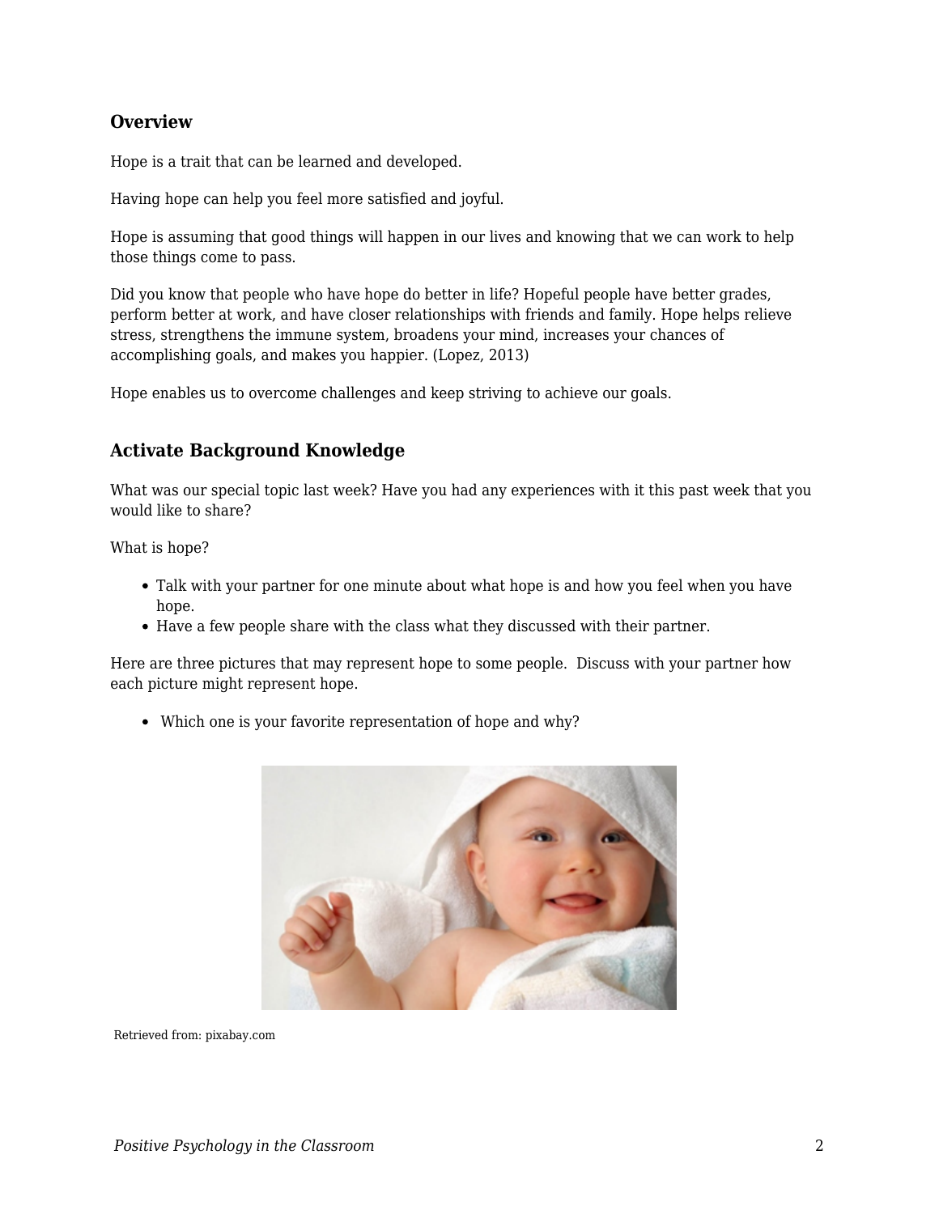### Overview

Hope is a trait that can be learned and developed.

Having hope can help you feel more satisfied and joyful.

Hope is assuming that good things will happen in our lives and knowing that we can work to help those things come to pass.

Did you know that people who have hope do better in life? Hopeful people have better grades, perform better at work, and have closer relationships with friends and family. Hope helps relieve stress, strengthens the immune system, broadens your mind, increases your chances of accomplishing goals, and makes you happier. (Lopez, 2013)

Hope enables us to overcome challenges and keep striving to achieve our goals.

### Activate Background Knowledge

What was our special topic last week? Have you had any experiences with it this past week that you would like to share?

What is hope?

- Talk with your partner for one minute about what hope is and how you feel when you have hope.
- Have a few people share with the class what they discussed with their partner.

Here are three pictures that may represent hope to some people. Discuss with your partner how each picture might represent hope.

- Which one is your favorite representation of hope and why?

Retrieved from: pixabay.com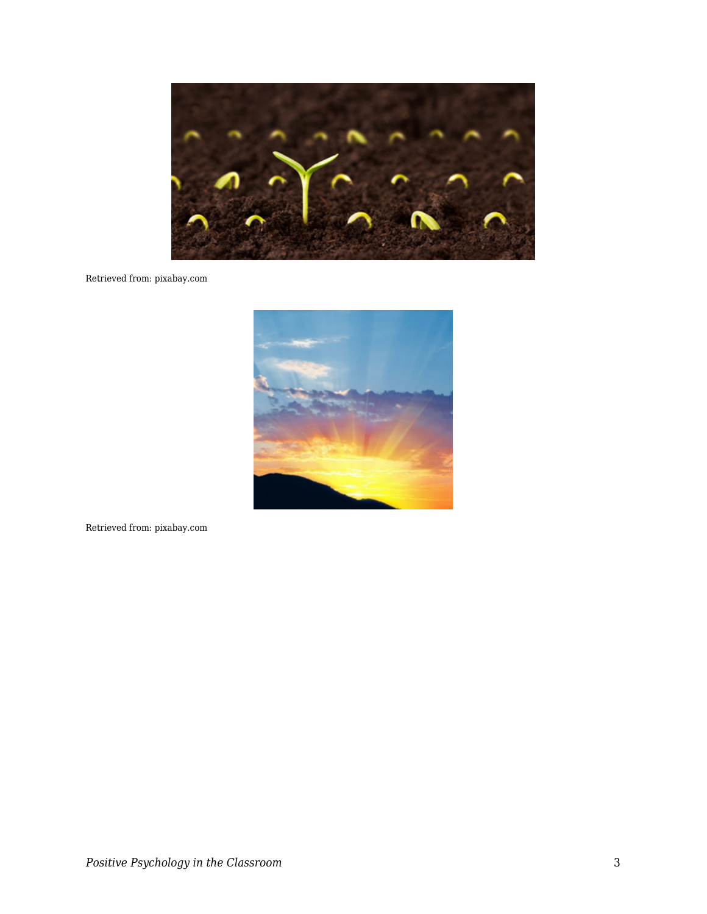Retrieved from: pixabay.com

Retrieved from: pixabay.com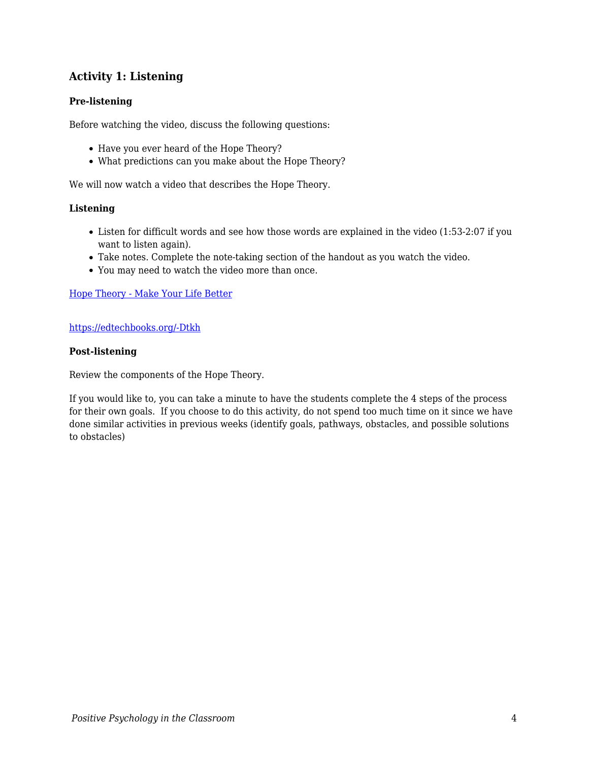### Activity 1: Listening

**Pre-listening**

Before watching the video, discuss the following questions:

- Have you ever heard of the Hope Theory?
- What predictions can you make about the Hope Theory?

We will now watch a video that describes the Hope Theory.

**Listening**

- Listen for difficult words and see how those words are explained in the video (1:53-2:07 if you want to listen again).
- Take notes. Complete the note-taking section of the handout as you watch the video.
- You may need to watch the video more than once.

[Hope Theory - Make Your Life Better](https://edtechbooks.org/-Dtkh)

https://edtechbooks.org/-Dtkh

**Post-listening**

Review the components of the Hope Theory.

If you would like to, you can take a minute to have the students complete the 4 steps of the process for their own goals. If you choose to do this activity, do not spend too much time on it since we have done similar activities in previous weeks (identify goals, pathways, obstacles, and possible solutions to obstacles)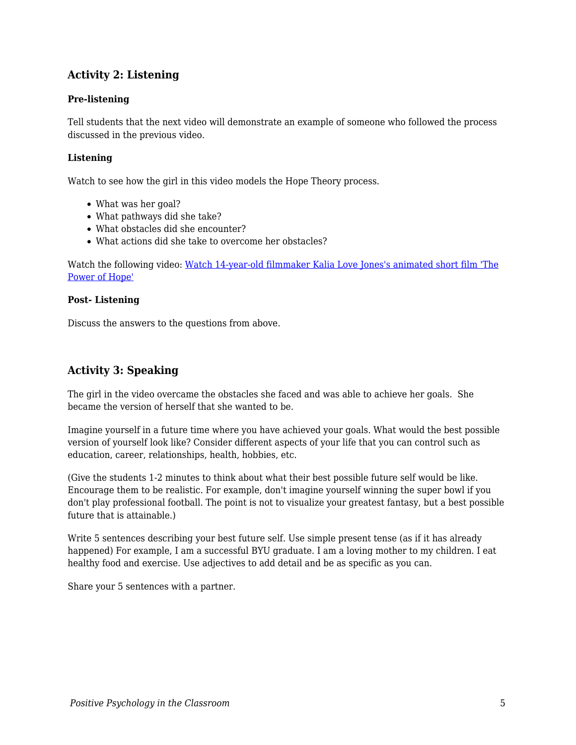## Activity 2: Listening

**Pre-listening**

Tell students that the next video will demonstrate an example of someone who followed the process discussed in the previous video.

**Listening**

Watch to see how the girl in this video models the Hope Theory process.

- What was her goal?
- What pathways did she take?
- What obstacles did she encounter?
- What actions did she take to overcome her obstacles?

Watch the following video: Watch 14-year-old filmmaker Kalia Love Jones's animated short film 'The Power of Hope'

**Post- Listening**

Discuss the answers to the questions from above.

## Activity 3: Speaking

The girl in the video overcame the obstacles she faced and was able to achieve her goals. She became the version of herself that she wanted to be.

Imagine yourself in a future time where you have achieved your goals. What would the best possible version of yourself look like? Consider different aspects of your life that you can control such as education, career, relationships, health, hobbies, etc.

(Give the students 1-2 minutes to think about what their best possible future self would be like. Encourage them to be realistic. For example, don't imagine yourself winning the super bowl if you don't play professional football. The point is not to visualize your greatest fantasy, but a best possible future that is attainable.)

Write 5 sentences describing your best future self. Use simple present tense (as if it has already happened) For example, I am a successful BYU graduate. I am a loving mother to my children. I eat healthy food and exercise. Use adjectives to add detail and be as specific as you can.

Share your 5 sentences with a partner.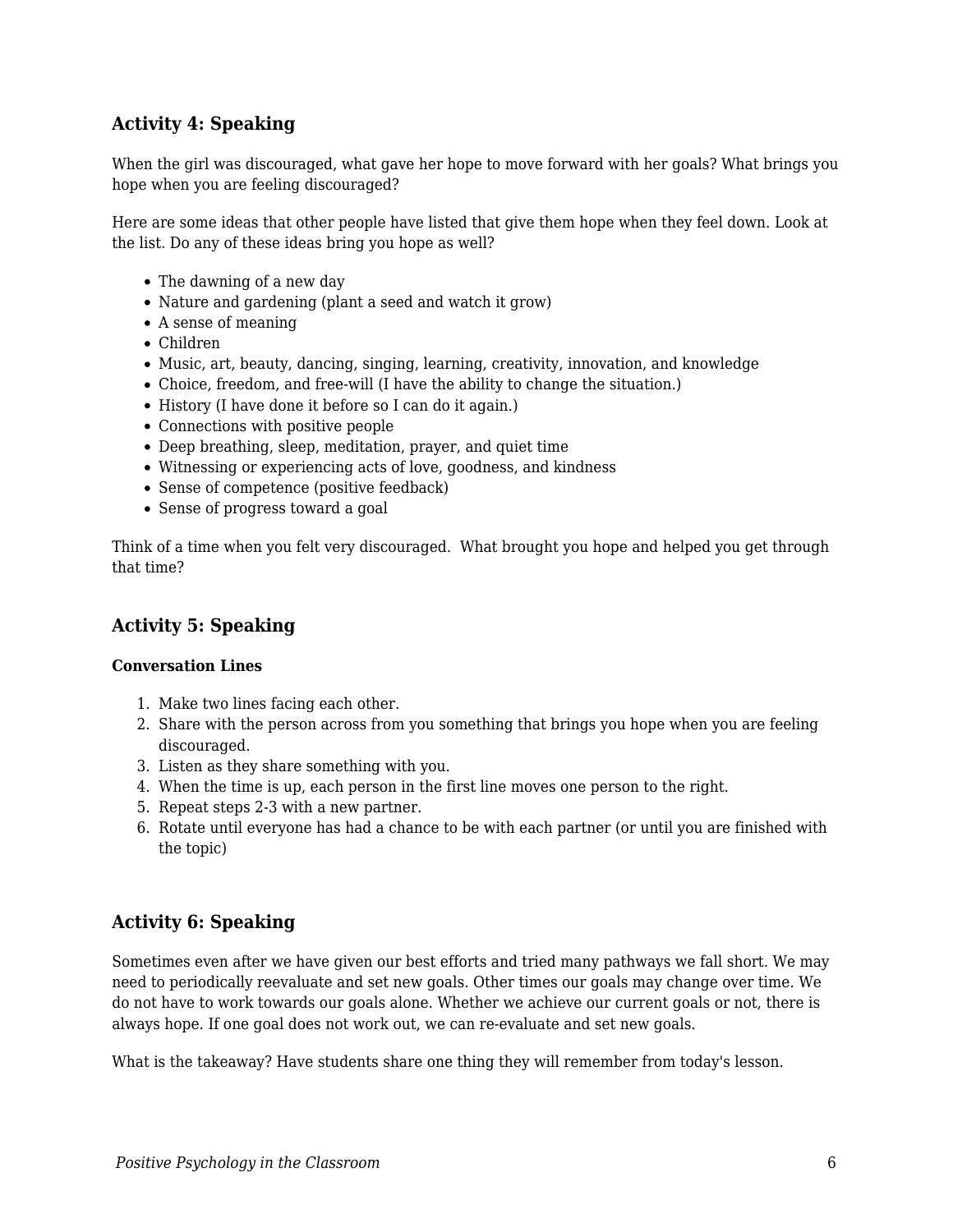### Activity 4: Speaking

When the girl was discouraged, what gave her hope to move forward with her goals? What brings you hope when you are feeling discouraged?

Here are some ideas that other people have listed that give them hope when they feel down. Look at the list. Do any of these ideas bring you hope as well?

- The dawning of a new day
- Nature and gardening (plant a seed and watch it grow)
- A sense of meaning
- Children
- Music, art, beauty, dancing, singing, learning, creativity, innovation, and knowledge
- Choice, freedom, and free-will (I have the ability to change the situation.)
- History (I have done it before so I can do it again.)
- Connections with positive people
- Deep breathing, sleep, meditation, prayer, and quiet time
- Witnessing or experiencing acts of love, goodness, and kindness
- Sense of competence (positive feedback)
- Sense of progress toward a goal

Think of a time when you felt very discouraged. What brought you hope and helped you get through that time?

### Activity 5: Speaking

**Conversation Lines**

1. Make two lines facing each other.
2. Share with the person across from you something that brings you hope when you are feeling discouraged.
3. Listen as they share something with you.
4. When the time is up, each person in the first line moves one person to the right.
5. Repeat steps 2-3 with a new partner.
6. Rotate until everyone has had a chance to be with each partner (or until you are finished with the topic)

### Activity 6: Speaking

Sometimes even after we have given our best efforts and tried many pathways we fall short. We may need to periodically reevaluate and set new goals. Other times our goals may change over time. We do not have to work towards our goals alone. Whether we achieve our current goals or not, there is always hope. If one goal does not work out, we can re-evaluate and set new goals.

What is the takeaway? Have students share one thing they will remember from today's lesson.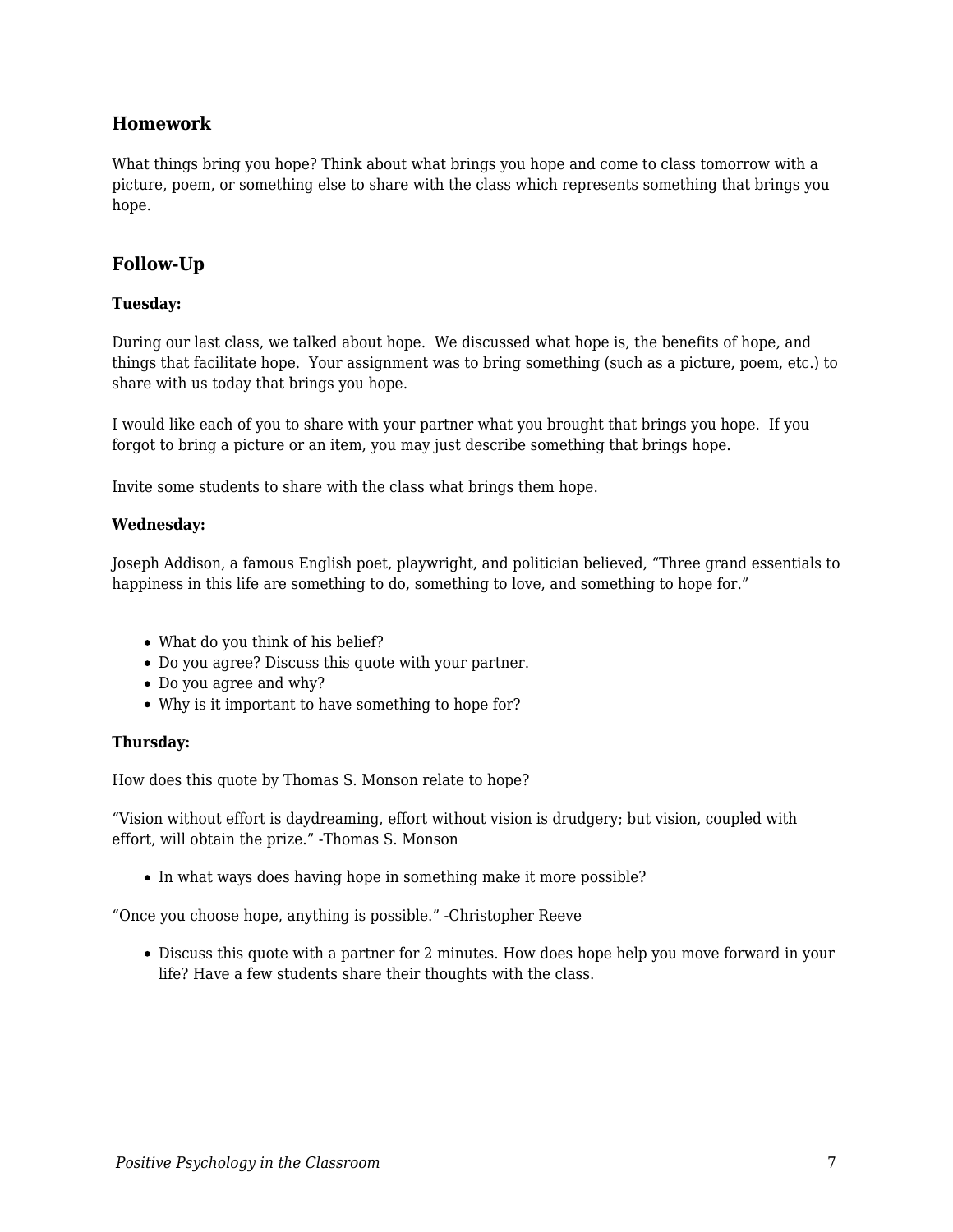## Homework

What things bring you hope? Think about what brings you hope and come to class tomorrow with a picture, poem, or something else to share with the class which represents something that brings you hope.

## Follow-Up

**Tuesday:**

During our last class, we talked about hope. We discussed what hope is, the benefits of hope, and things that facilitate hope. Your assignment was to bring something (such as a picture, poem, etc.) to share with us today that brings you hope.

I would like each of you to share with your partner what you brought that brings you hope. If you forgot to bring a picture or an item, you may just describe something that brings hope.

Invite some students to share with the class what brings them hope.

**Wednesday:**

Joseph Addison, a famous English poet, playwright, and politician believed, “Three grand essentials to happiness in this life are something to do, something to love, and something to hope for.”

- What do you think of his belief?
- Do you agree? Discuss this quote with your partner.
- Do you agree and why?
- Why is it important to have something to hope for?

**Thursday:**

How does this quote by Thomas S. Monson relate to hope?

“Vision without effort is daydreaming, effort without vision is drudgery; but vision, coupled with effort, will obtain the prize.” -Thomas S. Monson

- In what ways does having hope in something make it more possible?

“Once you choose hope, anything is possible.” -Christopher Reeve

- Discuss this quote with a partner for 2 minutes. How does hope help you move forward in your life? Have a few students share their thoughts with the class.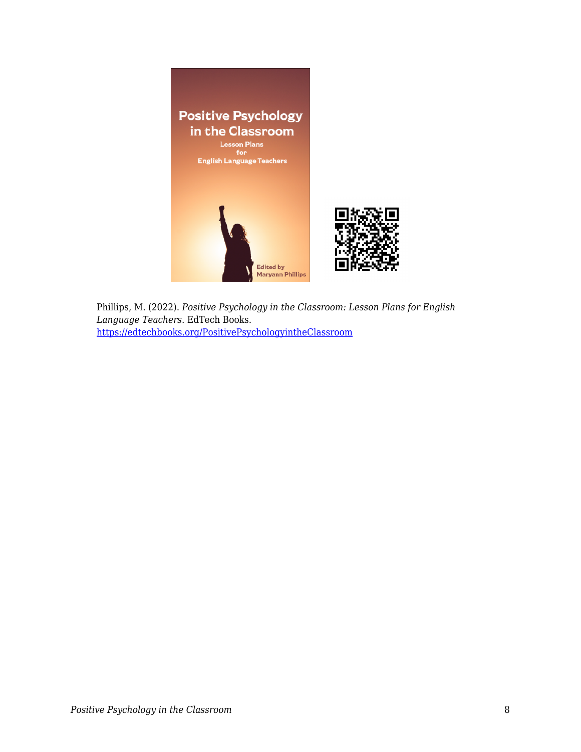Phillips, M. (2022). *Positive Psychology in the Classroom: Lesson Plans for English Language Teachers*. EdTech Books. https://edtechbooks.org/PositivePsychologyintheClassroom